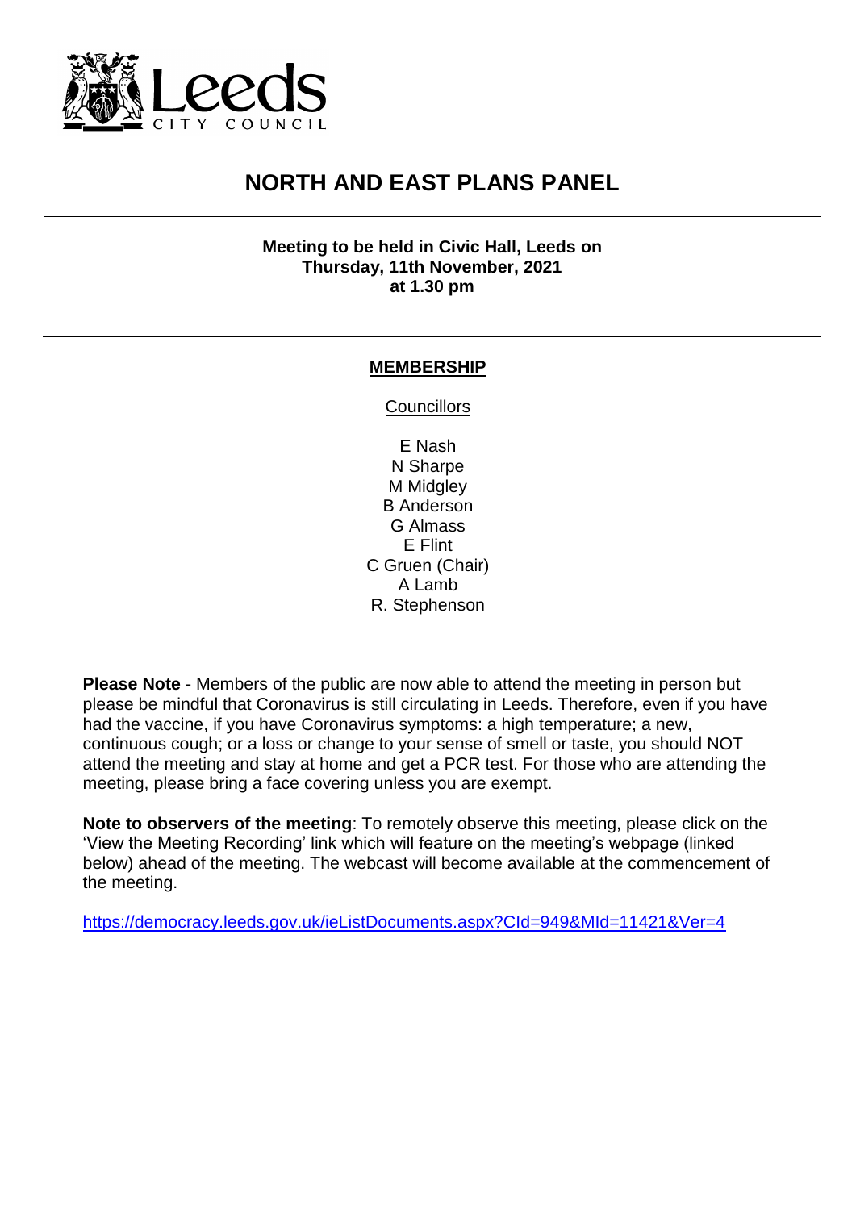Leeds
CITY COUNCIL

# NORTH AND EAST PLANS PANEL

**Meeting to be held in Civic Hall, Leeds on**
**Thursday, 11th November, 2021**
**at 1.30 pm**

## MEMBERSHIP

Councillors

E Nash
N Sharpe
M Midgley
B Anderson
G Almass
E Flint
C Gruen (Chair)
A Lamb
R. Stephenson

**Please Note** - Members of the public are now able to attend the meeting in person but please be mindful that Coronavirus is still circulating in Leeds. Therefore, even if you have had the vaccine, if you have Coronavirus symptoms: a high temperature; a new, continuous cough; or a loss or change to your sense of smell or taste, you should NOT attend the meeting and stay at home and get a PCR test. For those who are attending the meeting, please bring a face covering unless you are exempt.

**Note to observers of the meeting**: To remotely observe this meeting, please click on the 'View the Meeting Recording' link which will feature on the meeting's webpage (linked below) ahead of the meeting. The webcast will become available at the commencement of the meeting.

https://democracy.leeds.gov.uk/ieListDocuments.aspx?CId=949&MId=11421&Ver=4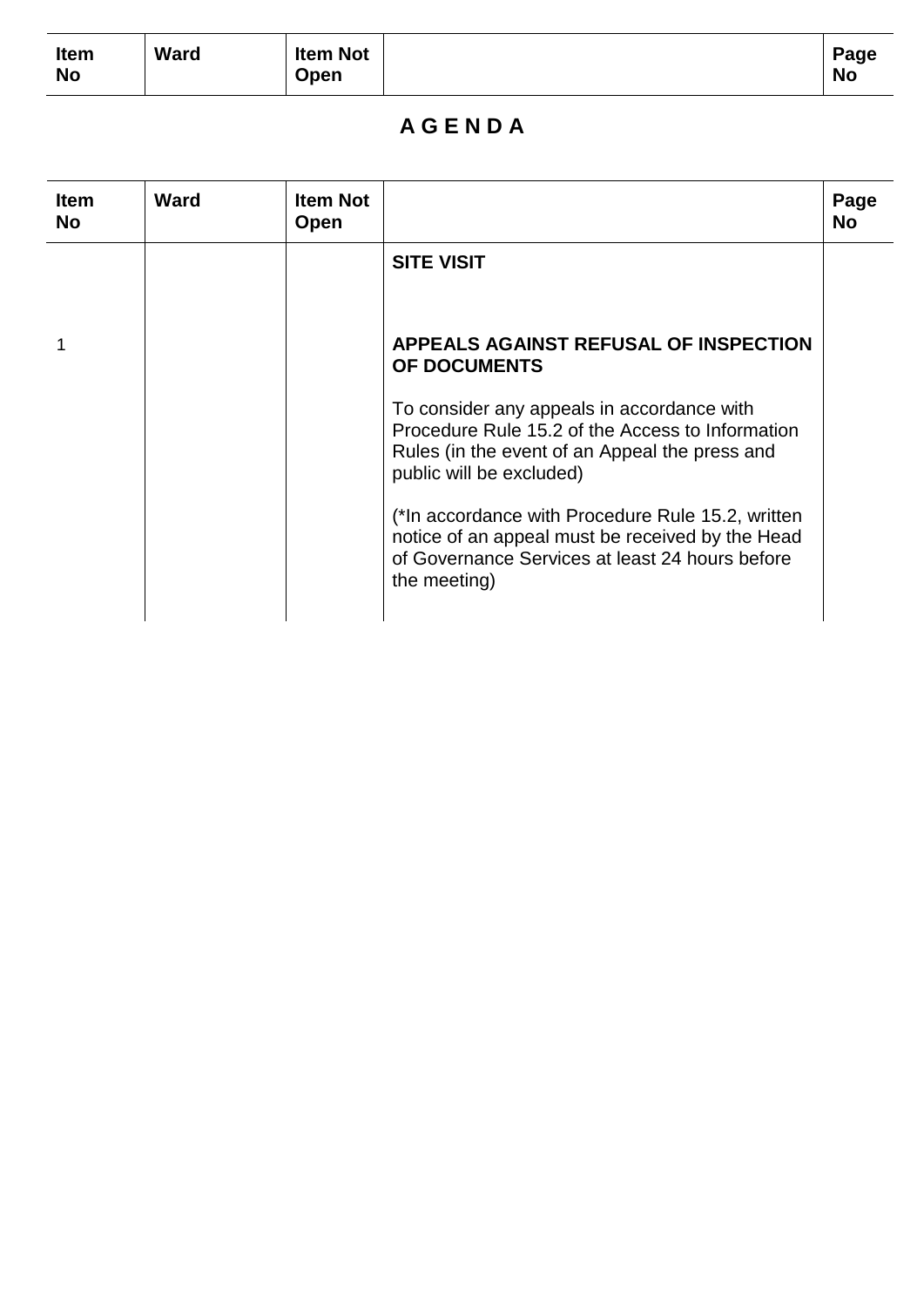| Item No | Ward | Item Not Open | | Page No |
|---|---|---|---|---|

# A G E N D A

| Item No | Ward | Item Not Open | | Page No |
|---|---|---|---|---|
| | | | **SITE VISIT** | |
| 1 | | | **APPEALS AGAINST REFUSAL OF INSPECTION OF DOCUMENTS**<br><br>To consider any appeals in accordance with Procedure Rule 15.2 of the Access to Information Rules (in the event of an Appeal the press and public will be excluded)<br><br>(*In accordance with Procedure Rule 15.2, written notice of an appeal must be received by the Head of Governance Services at least 24 hours before the meeting) | |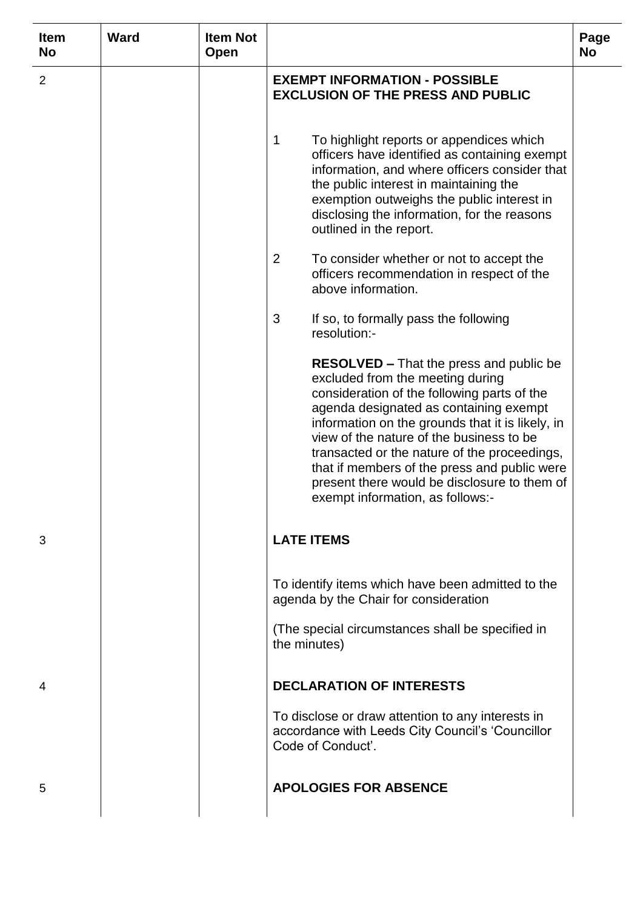| Item No | Ward | Item Not Open | | Page No |
|---|---|---|---|---|
| 2 | | | **EXEMPT INFORMATION - POSSIBLE EXCLUSION OF THE PRESS AND PUBLIC**<br><br>1 To highlight reports or appendices which officers have identified as containing exempt information, and where officers consider that the public interest in maintaining the exemption outweighs the public interest in disclosing the information, for the reasons outlined in the report.<br><br>2 To consider whether or not to accept the officers recommendation in respect of the above information.<br><br>3 If so, to formally pass the following resolution:-<br><br>**RESOLVED –** That the press and public be excluded from the meeting during consideration of the following parts of the agenda designated as containing exempt information on the grounds that it is likely, in view of the nature of the business to be transacted or the nature of the proceedings, that if members of the press and public were present there would be disclosure to them of exempt information, as follows:- | |
| 3 | | | **LATE ITEMS**<br><br>To identify items which have been admitted to the agenda by the Chair for consideration<br><br>(The special circumstances shall be specified in the minutes) | |
| 4 | | | **DECLARATION OF INTERESTS**<br><br>To disclose or draw attention to any interests in accordance with Leeds City Council's 'Councillor Code of Conduct'. | |
| 5 | | | **APOLOGIES FOR ABSENCE** | |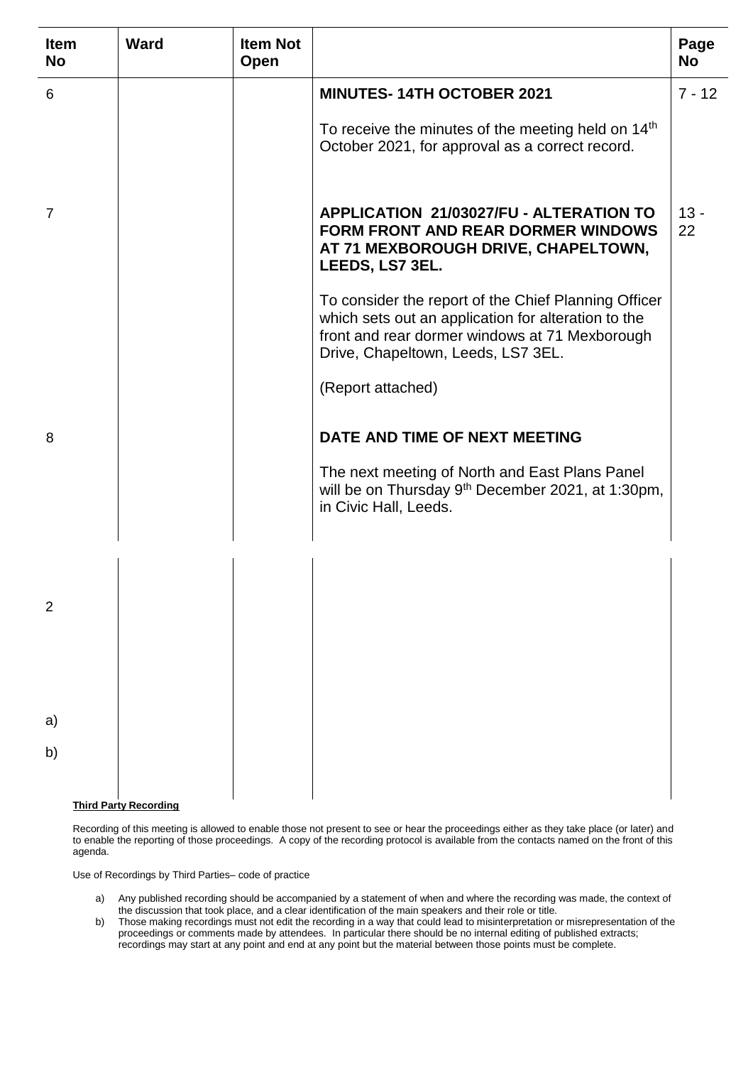| Item No | Ward | Item Not Open | | Page No |
|---|---|---|---|---|
| 6 | | | **MINUTES- 14TH OCTOBER 2021**<br><br>To receive the minutes of the meeting held on 14th October 2021, for approval as a correct record. | 7 - 12 |
| 7 | | | **APPLICATION 21/03027/FU - ALTERATION TO FORM FRONT AND REAR DORMER WINDOWS AT 71 MEXBOROUGH DRIVE, CHAPELTOWN, LEEDS, LS7 3EL.**<br><br>To consider the report of the Chief Planning Officer which sets out an application for alteration to the front and rear dormer windows at 71 Mexborough Drive, Chapeltown, Leeds, LS7 3EL.<br><br>(Report attached) | 13 - 22 |
| 8 | | | **DATE AND TIME OF NEXT MEETING**<br><br>The next meeting of North and East Plans Panel will be on Thursday 9th December 2021, at 1:30pm, in Civic Hall, Leeds. | |

**Third Party Recording**

Recording of this meeting is allowed to enable those not present to see or hear the proceedings either as they take place (or later) and to enable the reporting of those proceedings. A copy of the recording protocol is available from the contacts named on the front of this agenda.

Use of Recordings by Third Parties– code of practice

a) Any published recording should be accompanied by a statement of when and where the recording was made, the context of the discussion that took place, and a clear identification of the main speakers and their role or title.
b) Those making recordings must not edit the recording in a way that could lead to misinterpretation or misrepresentation of the proceedings or comments made by attendees. In particular there should be no internal editing of published extracts; recordings may start at any point and end at any point but the material between those points must be complete.